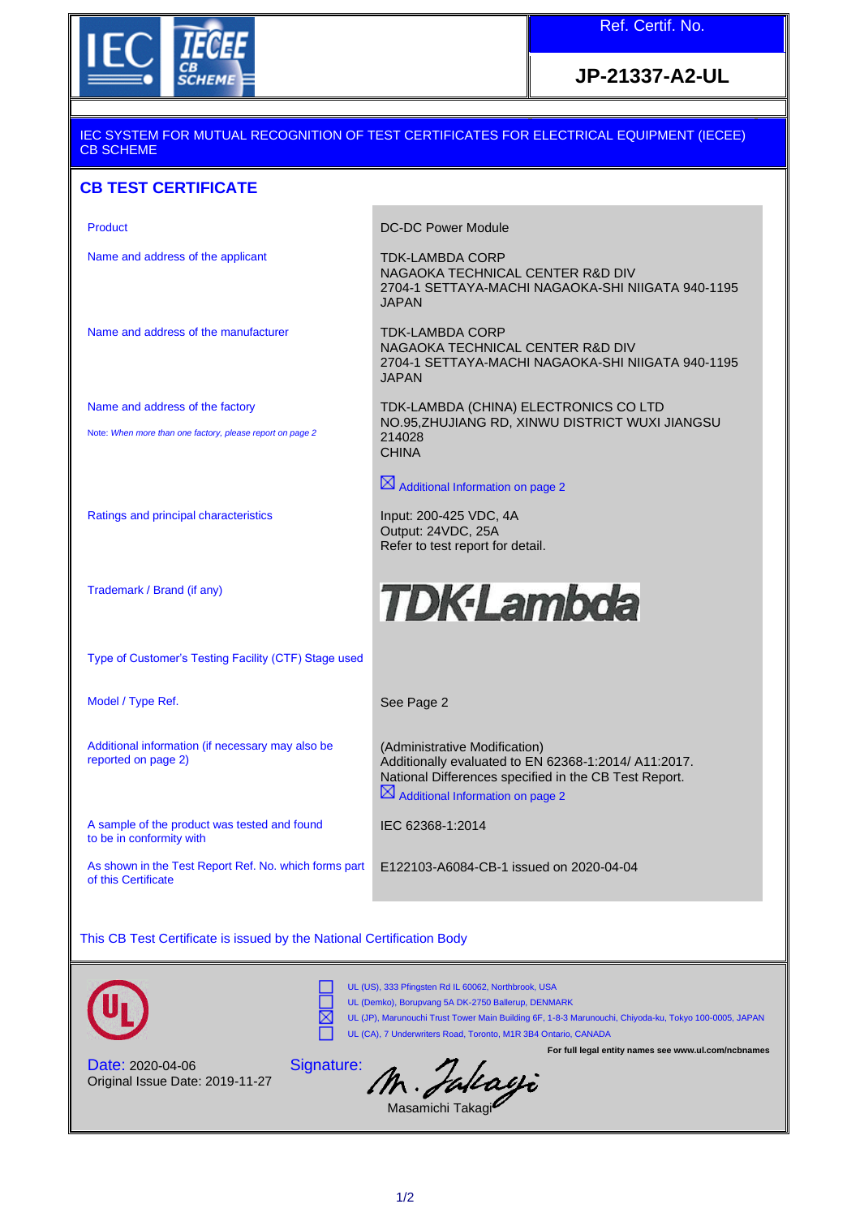IEC IECEE CB SCHEME

| Ref. Certif. No. |
|---|
| **JP-21337-A2-UL** |

IEC SYSTEM FOR MUTUAL RECOGNITION OF TEST CERTIFICATES FOR ELECTRICAL EQUIPMENT (IECEE) CB SCHEME

## CB TEST CERTIFICATE

| | |
|---|---|
| Product | DC-DC Power Module |
| Name and address of the applicant | TDK-LAMBDA CORP<br>NAGAOKA TECHNICAL CENTER R&D DIV<br>2704-1 SETTAYA-MACHI NAGAOKA-SHI NIIGATA 940-1195<br>JAPAN |
| Name and address of the manufacturer | TDK-LAMBDA CORP<br>NAGAOKA TECHNICAL CENTER R&D DIV<br>2704-1 SETTAYA-MACHI NAGAOKA-SHI NIIGATA 940-1195<br>JAPAN |
| Name and address of the factory<br><br>Note: *When more than one factory, please report on page 2* | TDK-LAMBDA (CHINA) ELECTRONICS CO LTD<br>NO.95,ZHUJIANG RD, XINWU DISTRICT WUXI JIANGSU<br>214028<br>CHINA<br><br>☒ Additional Information on page 2 |
| Ratings and principal characteristics | Input: 200-425 VDC, 4A<br>Output: 24VDC, 25A<br>Refer to test report for detail. |
| Trademark / Brand (if any) | TDK-Lambda |
| Type of Customer's Testing Facility (CTF) Stage used | |
| Model / Type Ref. | See Page 2 |
| Additional information (if necessary may also be reported on page 2) | (Administrative Modification)<br>Additionally evaluated to EN 62368-1:2014/ A11:2017.<br>National Differences specified in the CB Test Report.<br>☒ Additional Information on page 2 |
| A sample of the product was tested and found to be in conformity with | IEC 62368-1:2014 |
| As shown in the Test Report Ref. No. which forms part of this Certificate | E122103-A6084-CB-1 issued on 2020-04-04 |

This CB Test Certificate is issued by the National Certification Body

- ☐ UL (US), 333 Pfingsten Rd IL 60062, Northbrook, USA
- ☐ UL (Demko), Borupvang 5A DK-2750 Ballerup, DENMARK
- ☒ UL (JP), Marunouchi Trust Tower Main Building 6F, 1-8-3 Marunouchi, Chiyoda-ku, Tokyo 100-0005, JAPAN
- ☐ UL (CA), 7 Underwriters Road, Toronto, M1R 3B4 Ontario, CANADA

**For full legal entity names see www.ul.com/ncbnames**

Date: 2020-04-06
Original Issue Date: 2019-11-27

Signature:
Masamichi Takagi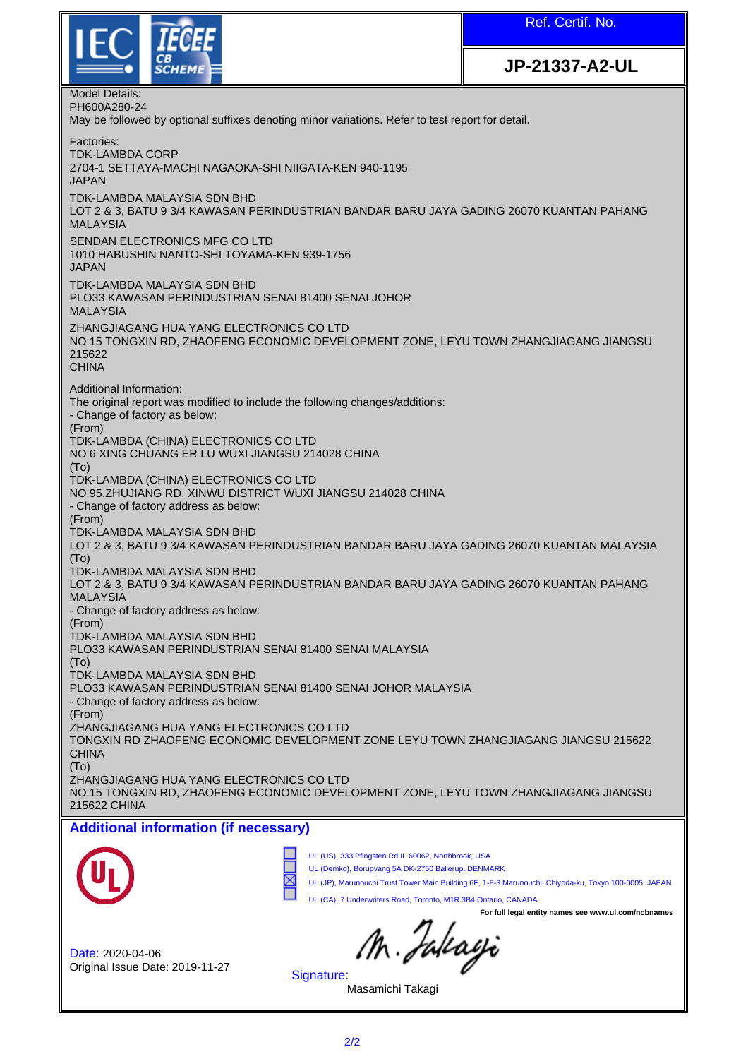Ref. Certif. No.

**JP-21337-A2-UL**

Model Details:
PH600A280-24
May be followed by optional suffixes denoting minor variations. Refer to test report for detail.

Factories:
TDK-LAMBDA CORP
2704-1 SETTAYA-MACHI NAGAOKA-SHI NIIGATA-KEN 940-1195
JAPAN

TDK-LAMBDA MALAYSIA SDN BHD
LOT 2 & 3, BATU 9 3/4 KAWASAN PERINDUSTRIAN BANDAR BARU JAYA GADING 26070 KUANTAN PAHANG MALAYSIA

SENDAN ELECTRONICS MFG CO LTD
1010 HABUSHIN NANTO-SHI TOYAMA-KEN 939-1756
JAPAN

TDK-LAMBDA MALAYSIA SDN BHD
PLO33 KAWASAN PERINDUSTRIAN SENAI 81400 SENAI JOHOR
MALAYSIA

ZHANGJIAGANG HUA YANG ELECTRONICS CO LTD
NO.15 TONGXIN RD, ZHAOFENG ECONOMIC DEVELOPMENT ZONE, LEYU TOWN ZHANGJIAGANG JIANGSU 215622
CHINA

Additional Information:
The original report was modified to include the following changes/additions:
- Change of factory as below:
(From)
TDK-LAMBDA (CHINA) ELECTRONICS CO LTD
NO 6 XING CHUANG ER LU WUXI JIANGSU 214028 CHINA
(To)
TDK-LAMBDA (CHINA) ELECTRONICS CO LTD
NO.95,ZHUJIANG RD, XINWU DISTRICT WUXI JIANGSU 214028 CHINA
- Change of factory address as below:
(From)
TDK-LAMBDA MALAYSIA SDN BHD
LOT 2 & 3, BATU 9 3/4 KAWASAN PERINDUSTRIAN BANDAR BARU JAYA GADING 26070 KUANTAN MALAYSIA
(To)
TDK-LAMBDA MALAYSIA SDN BHD
LOT 2 & 3, BATU 9 3/4 KAWASAN PERINDUSTRIAN BANDAR BARU JAYA GADING 26070 KUANTAN PAHANG MALAYSIA
- Change of factory address as below:
(From)
TDK-LAMBDA MALAYSIA SDN BHD
PLO33 KAWASAN PERINDUSTRIAN SENAI 81400 SENAI MALAYSIA
(To)
TDK-LAMBDA MALAYSIA SDN BHD
PLO33 KAWASAN PERINDUSTRIAN SENAI 81400 SENAI JOHOR MALAYSIA
- Change of factory address as below:
(From)
ZHANGJIAGANG HUA YANG ELECTRONICS CO LTD
TONGXIN RD ZHAOFENG ECONOMIC DEVELOPMENT ZONE LEYU TOWN ZHANGJIAGANG JIANGSU 215622 CHINA
(To)
ZHANGJIAGANG HUA YANG ELECTRONICS CO LTD
NO.15 TONGXIN RD, ZHAOFENG ECONOMIC DEVELOPMENT ZONE, LEYU TOWN ZHANGJIAGANG JIANGSU 215622 CHINA

## Additional information (if necessary)

- ☐ UL (US), 333 Pfingsten Rd IL 60062, Northbrook, USA
- ☐ UL (Demko), Borupvang 5A DK-2750 Ballerup, DENMARK
- ☒ UL (JP), Marunouchi Trust Tower Main Building 6F, 1-8-3 Marunouchi, Chiyoda-ku, Tokyo 100-0005, JAPAN
- ☐ UL (CA), 7 Underwriters Road, Toronto, M1R 3B4 Ontario, CANADA

**For full legal entity names see www.ul.com/ncbnames**

Date: 2020-04-06
Original Issue Date: 2019-11-27

Signature:
Masamichi Takagi